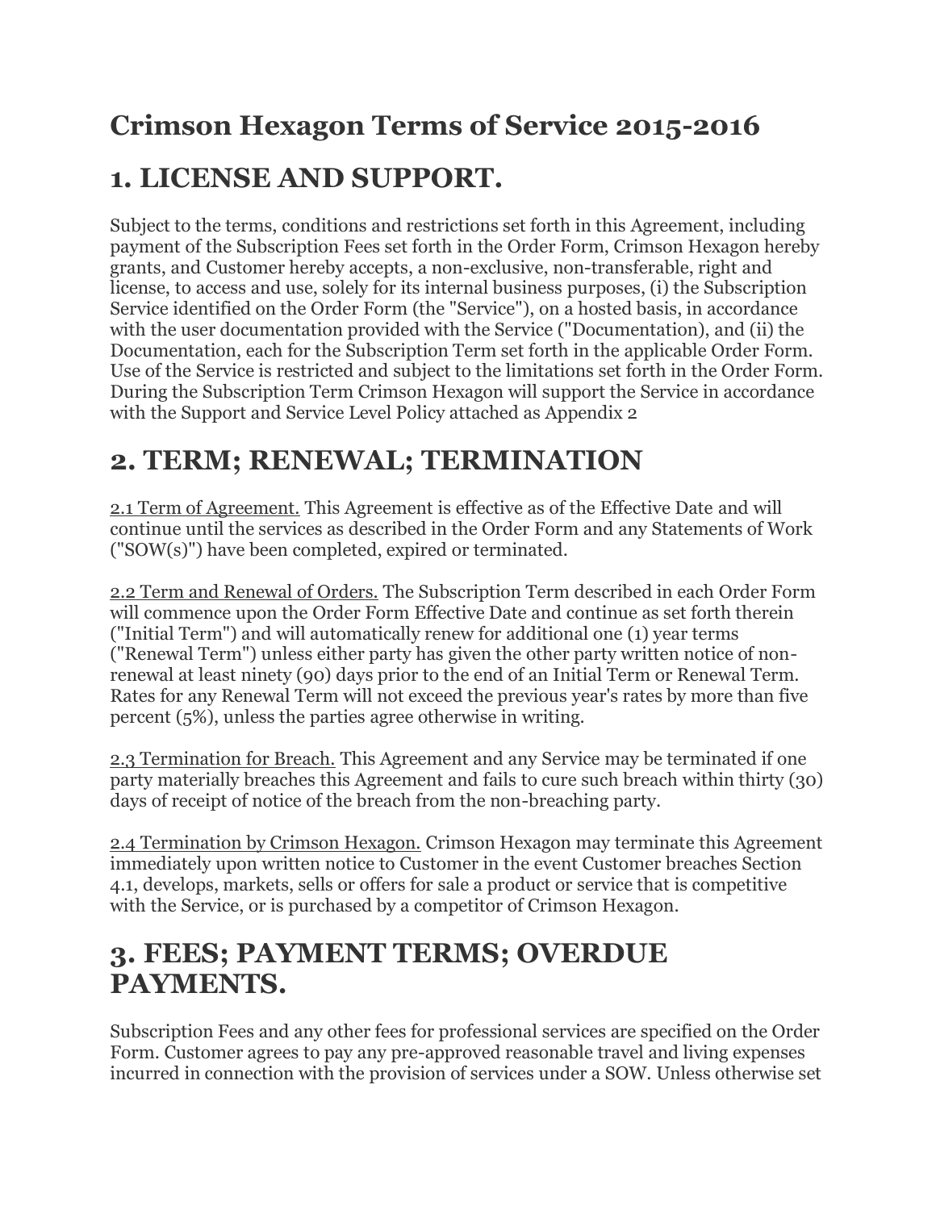# Crimson Hexagon Terms of Service 2015-2016

# 1. LICENSE AND SUPPORT.

Subject to the terms, conditions and restrictions set forth in this Agreement, including payment of the Subscription Fees set forth in the Order Form, Crimson Hexagon hereby grants, and Customer hereby accepts, a non-exclusive, non-transferable, right and license, to access and use, solely for its internal business purposes, (i) the Subscription Service identified on the Order Form (the "Service"), on a hosted basis, in accordance with the user documentation provided with the Service ("Documentation), and (ii) the Documentation, each for the Subscription Term set forth in the applicable Order Form. Use of the Service is restricted and subject to the limitations set forth in the Order Form. During the Subscription Term Crimson Hexagon will support the Service in accordance with the Support and Service Level Policy attached as Appendix 2

# 2. TERM; RENEWAL; TERMINATION

2.1 Term of Agreement. This Agreement is effective as of the Effective Date and will continue until the services as described in the Order Form and any Statements of Work ("SOW(s)") have been completed, expired or terminated.

2.2 Term and Renewal of Orders. The Subscription Term described in each Order Form will commence upon the Order Form Effective Date and continue as set forth therein ("Initial Term") and will automatically renew for additional one (1) year terms ("Renewal Term") unless either party has given the other party written notice of non-renewal at least ninety (90) days prior to the end of an Initial Term or Renewal Term. Rates for any Renewal Term will not exceed the previous year's rates by more than five percent (5%), unless the parties agree otherwise in writing.

2.3 Termination for Breach. This Agreement and any Service may be terminated if one party materially breaches this Agreement and fails to cure such breach within thirty (30) days of receipt of notice of the breach from the non-breaching party.

2.4 Termination by Crimson Hexagon. Crimson Hexagon may terminate this Agreement immediately upon written notice to Customer in the event Customer breaches Section 4.1, develops, markets, sells or offers for sale a product or service that is competitive with the Service, or is purchased by a competitor of Crimson Hexagon.

# 3. FEES; PAYMENT TERMS; OVERDUE PAYMENTS.

Subscription Fees and any other fees for professional services are specified on the Order Form. Customer agrees to pay any pre-approved reasonable travel and living expenses incurred in connection with the provision of services under a SOW. Unless otherwise set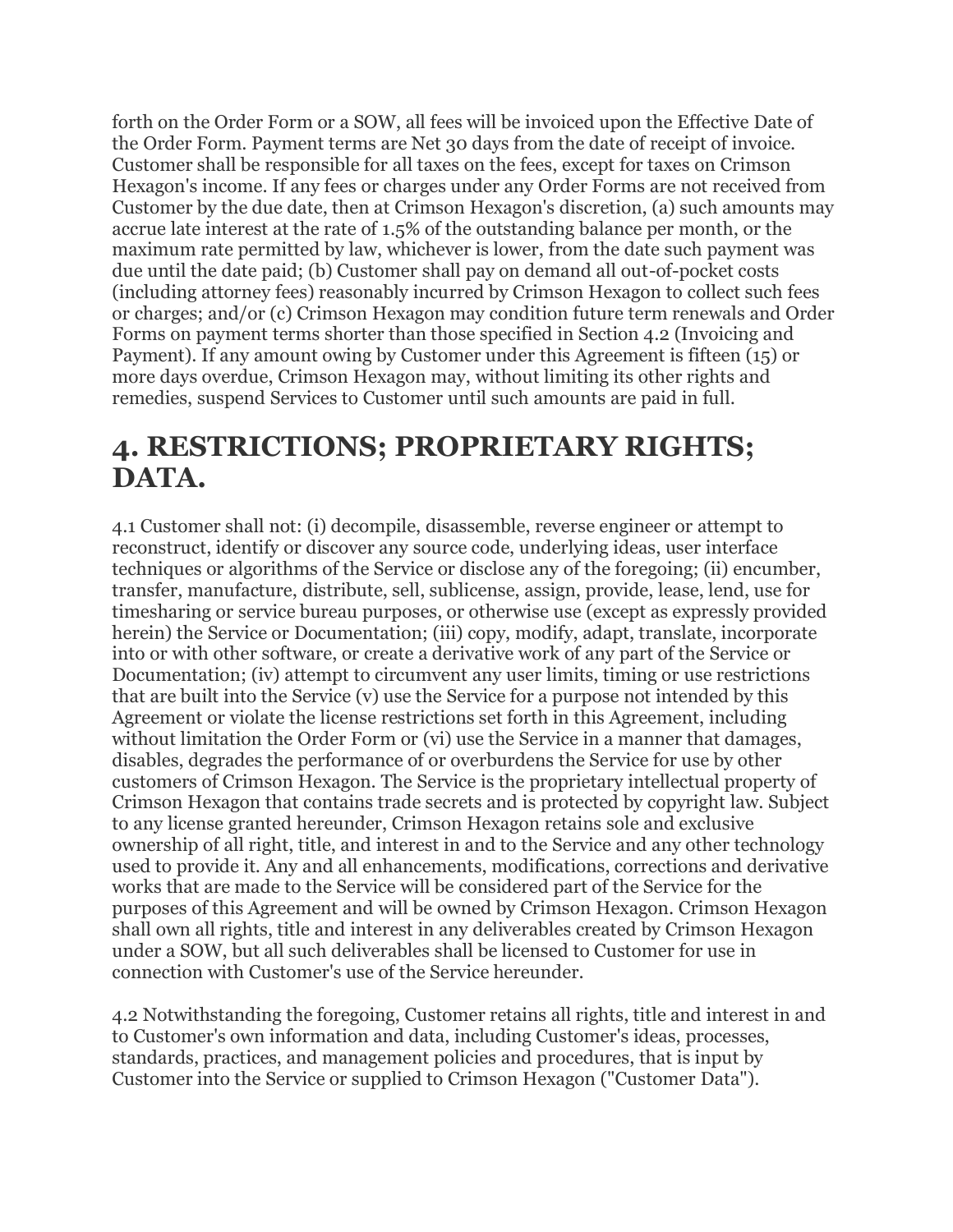forth on the Order Form or a SOW, all fees will be invoiced upon the Effective Date of the Order Form. Payment terms are Net 30 days from the date of receipt of invoice. Customer shall be responsible for all taxes on the fees, except for taxes on Crimson Hexagon's income. If any fees or charges under any Order Forms are not received from Customer by the due date, then at Crimson Hexagon's discretion, (a) such amounts may accrue late interest at the rate of 1.5% of the outstanding balance per month, or the maximum rate permitted by law, whichever is lower, from the date such payment was due until the date paid; (b) Customer shall pay on demand all out-of-pocket costs (including attorney fees) reasonably incurred by Crimson Hexagon to collect such fees or charges; and/or (c) Crimson Hexagon may condition future term renewals and Order Forms on payment terms shorter than those specified in Section 4.2 (Invoicing and Payment). If any amount owing by Customer under this Agreement is fifteen (15) or more days overdue, Crimson Hexagon may, without limiting its other rights and remedies, suspend Services to Customer until such amounts are paid in full.

# 4. RESTRICTIONS; PROPRIETARY RIGHTS; DATA.

4.1 Customer shall not: (i) decompile, disassemble, reverse engineer or attempt to reconstruct, identify or discover any source code, underlying ideas, user interface techniques or algorithms of the Service or disclose any of the foregoing; (ii) encumber, transfer, manufacture, distribute, sell, sublicense, assign, provide, lease, lend, use for timesharing or service bureau purposes, or otherwise use (except as expressly provided herein) the Service or Documentation; (iii) copy, modify, adapt, translate, incorporate into or with other software, or create a derivative work of any part of the Service or Documentation; (iv) attempt to circumvent any user limits, timing or use restrictions that are built into the Service (v) use the Service for a purpose not intended by this Agreement or violate the license restrictions set forth in this Agreement, including without limitation the Order Form or (vi) use the Service in a manner that damages, disables, degrades the performance of or overburdens the Service for use by other customers of Crimson Hexagon. The Service is the proprietary intellectual property of Crimson Hexagon that contains trade secrets and is protected by copyright law. Subject to any license granted hereunder, Crimson Hexagon retains sole and exclusive ownership of all right, title, and interest in and to the Service and any other technology used to provide it. Any and all enhancements, modifications, corrections and derivative works that are made to the Service will be considered part of the Service for the purposes of this Agreement and will be owned by Crimson Hexagon. Crimson Hexagon shall own all rights, title and interest in any deliverables created by Crimson Hexagon under a SOW, but all such deliverables shall be licensed to Customer for use in connection with Customer's use of the Service hereunder.

4.2 Notwithstanding the foregoing, Customer retains all rights, title and interest in and to Customer's own information and data, including Customer's ideas, processes, standards, practices, and management policies and procedures, that is input by Customer into the Service or supplied to Crimson Hexagon ("Customer Data").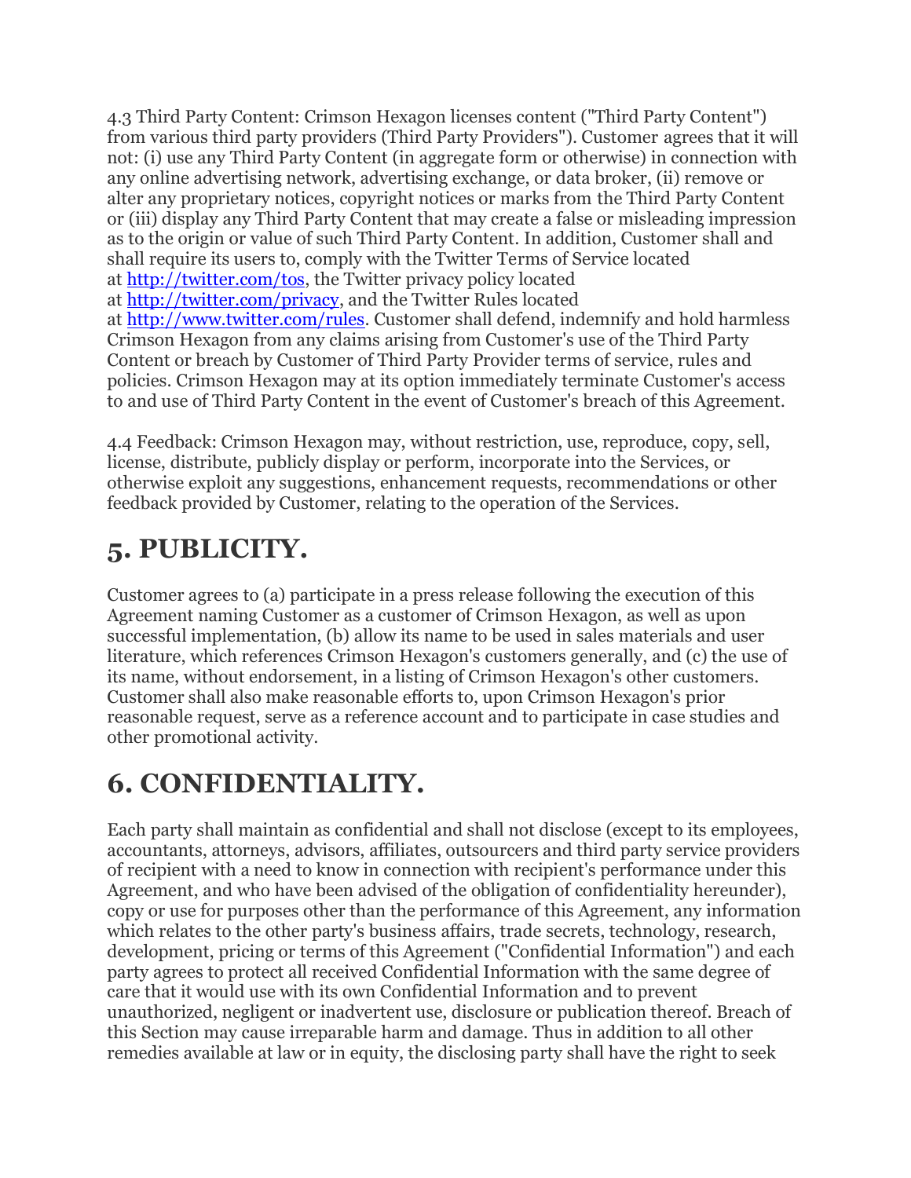4.3 Third Party Content: Crimson Hexagon licenses content ("Third Party Content") from various third party providers (Third Party Providers"). Customer agrees that it will not: (i) use any Third Party Content (in aggregate form or otherwise) in connection with any online advertising network, advertising exchange, or data broker, (ii) remove or alter any proprietary notices, copyright notices or marks from the Third Party Content or (iii) display any Third Party Content that may create a false or misleading impression as to the origin or value of such Third Party Content. In addition, Customer shall and shall require its users to, comply with the Twitter Terms of Service located at [http://twitter.com/tos](http://twitter.com/tos), the Twitter privacy policy located at [http://twitter.com/privacy](http://twitter.com/privacy), and the Twitter Rules located at [http://www.twitter.com/rules](http://www.twitter.com/rules). Customer shall defend, indemnify and hold harmless Crimson Hexagon from any claims arising from Customer's use of the Third Party Content or breach by Customer of Third Party Provider terms of service, rules and policies. Crimson Hexagon may at its option immediately terminate Customer's access to and use of Third Party Content in the event of Customer's breach of this Agreement.

4.4 Feedback: Crimson Hexagon may, without restriction, use, reproduce, copy, sell, license, distribute, publicly display or perform, incorporate into the Services, or otherwise exploit any suggestions, enhancement requests, recommendations or other feedback provided by Customer, relating to the operation of the Services.

# 5. PUBLICITY.

Customer agrees to (a) participate in a press release following the execution of this Agreement naming Customer as a customer of Crimson Hexagon, as well as upon successful implementation, (b) allow its name to be used in sales materials and user literature, which references Crimson Hexagon's customers generally, and (c) the use of its name, without endorsement, in a listing of Crimson Hexagon's other customers. Customer shall also make reasonable efforts to, upon Crimson Hexagon's prior reasonable request, serve as a reference account and to participate in case studies and other promotional activity.

# 6. CONFIDENTIALITY.

Each party shall maintain as confidential and shall not disclose (except to its employees, accountants, attorneys, advisors, affiliates, outsourcers and third party service providers of recipient with a need to know in connection with recipient's performance under this Agreement, and who have been advised of the obligation of confidentiality hereunder), copy or use for purposes other than the performance of this Agreement, any information which relates to the other party's business affairs, trade secrets, technology, research, development, pricing or terms of this Agreement ("Confidential Information") and each party agrees to protect all received Confidential Information with the same degree of care that it would use with its own Confidential Information and to prevent unauthorized, negligent or inadvertent use, disclosure or publication thereof. Breach of this Section may cause irreparable harm and damage. Thus in addition to all other remedies available at law or in equity, the disclosing party shall have the right to seek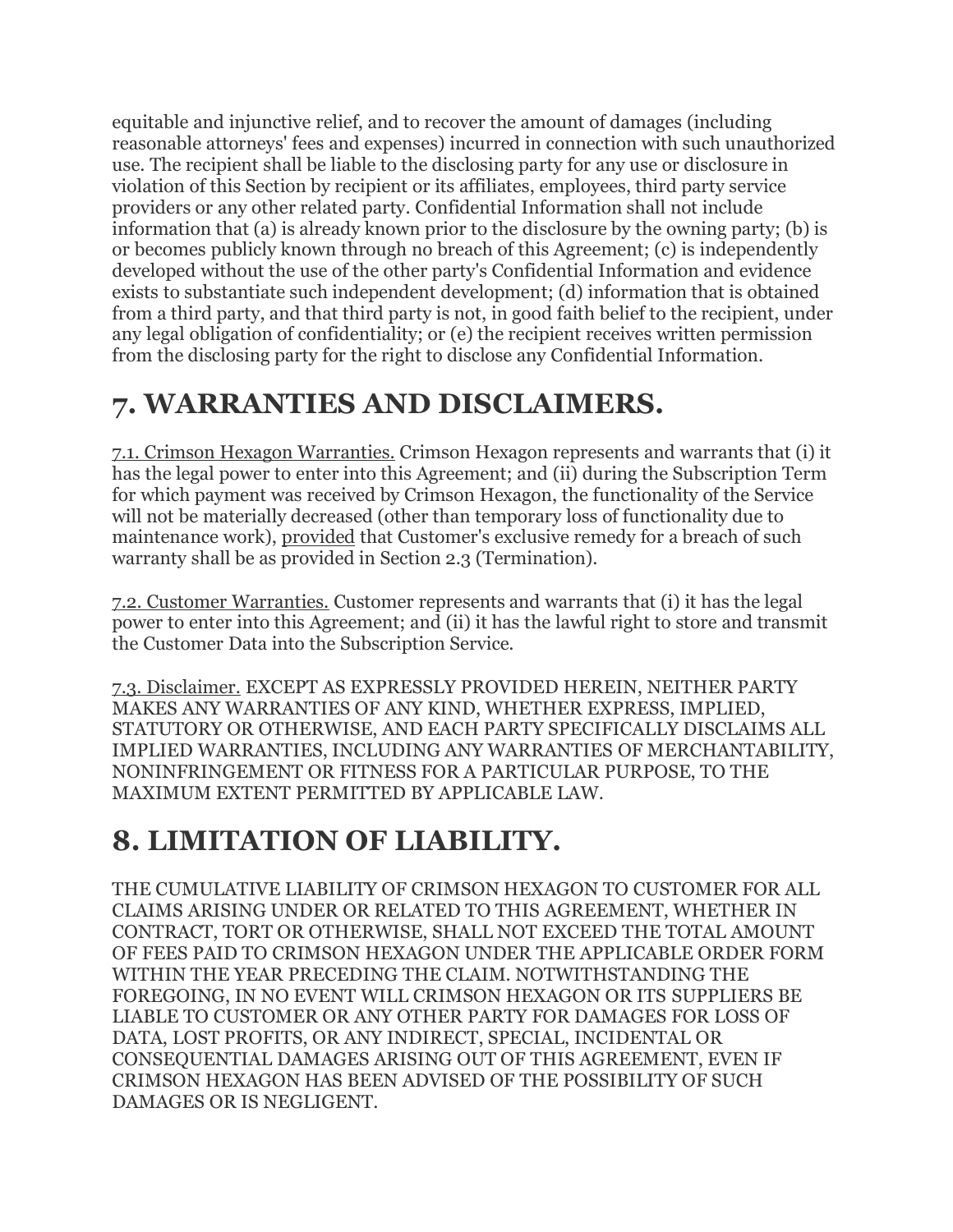equitable and injunctive relief, and to recover the amount of damages (including reasonable attorneys' fees and expenses) incurred in connection with such unauthorized use. The recipient shall be liable to the disclosing party for any use or disclosure in violation of this Section by recipient or its affiliates, employees, third party service providers or any other related party. Confidential Information shall not include information that (a) is already known prior to the disclosure by the owning party; (b) is or becomes publicly known through no breach of this Agreement; (c) is independently developed without the use of the other party's Confidential Information and evidence exists to substantiate such independent development; (d) information that is obtained from a third party, and that third party is not, in good faith belief to the recipient, under any legal obligation of confidentiality; or (e) the recipient receives written permission from the disclosing party for the right to disclose any Confidential Information.

# 7. WARRANTIES AND DISCLAIMERS.

7.1. Crimson Hexagon Warranties. Crimson Hexagon represents and warrants that (i) it has the legal power to enter into this Agreement; and (ii) during the Subscription Term for which payment was received by Crimson Hexagon, the functionality of the Service will not be materially decreased (other than temporary loss of functionality due to maintenance work), provided that Customer's exclusive remedy for a breach of such warranty shall be as provided in Section 2.3 (Termination).

7.2. Customer Warranties. Customer represents and warrants that (i) it has the legal power to enter into this Agreement; and (ii) it has the lawful right to store and transmit the Customer Data into the Subscription Service.

7.3. Disclaimer. EXCEPT AS EXPRESSLY PROVIDED HEREIN, NEITHER PARTY MAKES ANY WARRANTIES OF ANY KIND, WHETHER EXPRESS, IMPLIED, STATUTORY OR OTHERWISE, AND EACH PARTY SPECIFICALLY DISCLAIMS ALL IMPLIED WARRANTIES, INCLUDING ANY WARRANTIES OF MERCHANTABILITY, NONINFRINGEMENT OR FITNESS FOR A PARTICULAR PURPOSE, TO THE MAXIMUM EXTENT PERMITTED BY APPLICABLE LAW.

# 8. LIMITATION OF LIABILITY.

THE CUMULATIVE LIABILITY OF CRIMSON HEXAGON TO CUSTOMER FOR ALL CLAIMS ARISING UNDER OR RELATED TO THIS AGREEMENT, WHETHER IN CONTRACT, TORT OR OTHERWISE, SHALL NOT EXCEED THE TOTAL AMOUNT OF FEES PAID TO CRIMSON HEXAGON UNDER THE APPLICABLE ORDER FORM WITHIN THE YEAR PRECEDING THE CLAIM. NOTWITHSTANDING THE FOREGOING, IN NO EVENT WILL CRIMSON HEXAGON OR ITS SUPPLIERS BE LIABLE TO CUSTOMER OR ANY OTHER PARTY FOR DAMAGES FOR LOSS OF DATA, LOST PROFITS, OR ANY INDIRECT, SPECIAL, INCIDENTAL OR CONSEQUENTIAL DAMAGES ARISING OUT OF THIS AGREEMENT, EVEN IF CRIMSON HEXAGON HAS BEEN ADVISED OF THE POSSIBILITY OF SUCH DAMAGES OR IS NEGLIGENT.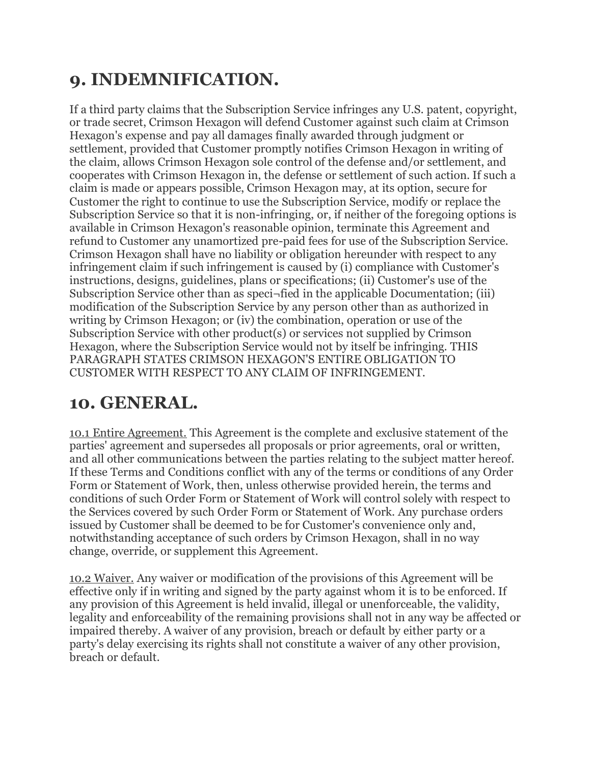## 9. INDEMNIFICATION.

If a third party claims that the Subscription Service infringes any U.S. patent, copyright, or trade secret, Crimson Hexagon will defend Customer against such claim at Crimson Hexagon's expense and pay all damages finally awarded through judgment or settlement, provided that Customer promptly notifies Crimson Hexagon in writing of the claim, allows Crimson Hexagon sole control of the defense and/or settlement, and cooperates with Crimson Hexagon in, the defense or settlement of such action. If such a claim is made or appears possible, Crimson Hexagon may, at its option, secure for Customer the right to continue to use the Subscription Service, modify or replace the Subscription Service so that it is non-infringing, or, if neither of the foregoing options is available in Crimson Hexagon's reasonable opinion, terminate this Agreement and refund to Customer any unamortized pre-paid fees for use of the Subscription Service. Crimson Hexagon shall have no liability or obligation hereunder with respect to any infringement claim if such infringement is caused by (i) compliance with Customer's instructions, designs, guidelines, plans or specifications; (ii) Customer's use of the Subscription Service other than as speci¬fied in the applicable Documentation; (iii) modification of the Subscription Service by any person other than as authorized in writing by Crimson Hexagon; or (iv) the combination, operation or use of the Subscription Service with other product(s) or services not supplied by Crimson Hexagon, where the Subscription Service would not by itself be infringing. THIS PARAGRAPH STATES CRIMSON HEXAGON'S ENTIRE OBLIGATION TO CUSTOMER WITH RESPECT TO ANY CLAIM OF INFRINGEMENT.

## 10. GENERAL.

10.1 Entire Agreement. This Agreement is the complete and exclusive statement of the parties' agreement and supersedes all proposals or prior agreements, oral or written, and all other communications between the parties relating to the subject matter hereof. If these Terms and Conditions conflict with any of the terms or conditions of any Order Form or Statement of Work, then, unless otherwise provided herein, the terms and conditions of such Order Form or Statement of Work will control solely with respect to the Services covered by such Order Form or Statement of Work. Any purchase orders issued by Customer shall be deemed to be for Customer's convenience only and, notwithstanding acceptance of such orders by Crimson Hexagon, shall in no way change, override, or supplement this Agreement.

10.2 Waiver. Any waiver or modification of the provisions of this Agreement will be effective only if in writing and signed by the party against whom it is to be enforced. If any provision of this Agreement is held invalid, illegal or unenforceable, the validity, legality and enforceability of the remaining provisions shall not in any way be affected or impaired thereby. A waiver of any provision, breach or default by either party or a party's delay exercising its rights shall not constitute a waiver of any other provision, breach or default.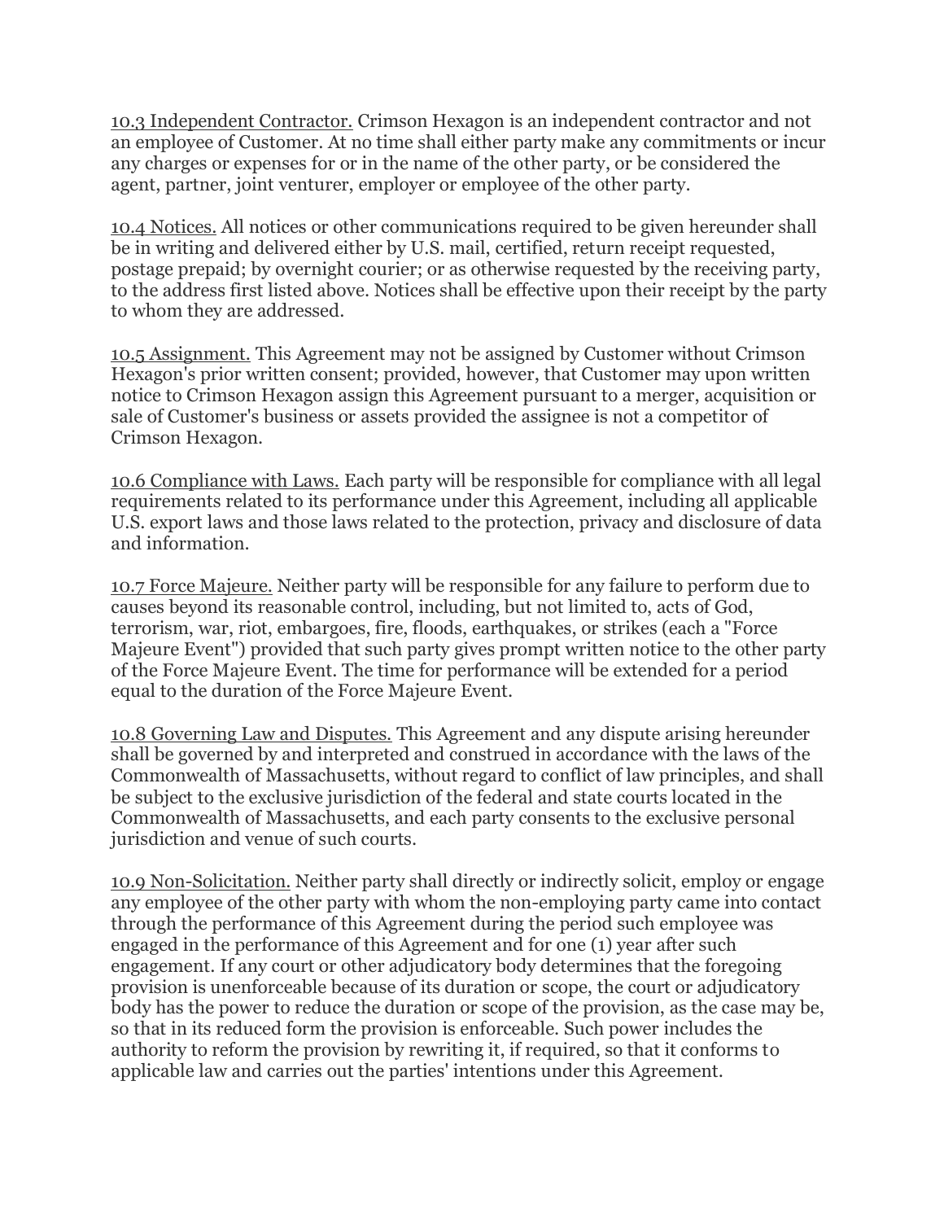10.3 Independent Contractor. Crimson Hexagon is an independent contractor and not an employee of Customer. At no time shall either party make any commitments or incur any charges or expenses for or in the name of the other party, or be considered the agent, partner, joint venturer, employer or employee of the other party.

10.4 Notices. All notices or other communications required to be given hereunder shall be in writing and delivered either by U.S. mail, certified, return receipt requested, postage prepaid; by overnight courier; or as otherwise requested by the receiving party, to the address first listed above. Notices shall be effective upon their receipt by the party to whom they are addressed.

10.5 Assignment. This Agreement may not be assigned by Customer without Crimson Hexagon's prior written consent; provided, however, that Customer may upon written notice to Crimson Hexagon assign this Agreement pursuant to a merger, acquisition or sale of Customer's business or assets provided the assignee is not a competitor of Crimson Hexagon.

10.6 Compliance with Laws. Each party will be responsible for compliance with all legal requirements related to its performance under this Agreement, including all applicable U.S. export laws and those laws related to the protection, privacy and disclosure of data and information.

10.7 Force Majeure. Neither party will be responsible for any failure to perform due to causes beyond its reasonable control, including, but not limited to, acts of God, terrorism, war, riot, embargoes, fire, floods, earthquakes, or strikes (each a "Force Majeure Event") provided that such party gives prompt written notice to the other party of the Force Majeure Event. The time for performance will be extended for a period equal to the duration of the Force Majeure Event.

10.8 Governing Law and Disputes. This Agreement and any dispute arising hereunder shall be governed by and interpreted and construed in accordance with the laws of the Commonwealth of Massachusetts, without regard to conflict of law principles, and shall be subject to the exclusive jurisdiction of the federal and state courts located in the Commonwealth of Massachusetts, and each party consents to the exclusive personal jurisdiction and venue of such courts.

10.9 Non-Solicitation. Neither party shall directly or indirectly solicit, employ or engage any employee of the other party with whom the non-employing party came into contact through the performance of this Agreement during the period such employee was engaged in the performance of this Agreement and for one (1) year after such engagement. If any court or other adjudicatory body determines that the foregoing provision is unenforceable because of its duration or scope, the court or adjudicatory body has the power to reduce the duration or scope of the provision, as the case may be, so that in its reduced form the provision is enforceable. Such power includes the authority to reform the provision by rewriting it, if required, so that it conforms to applicable law and carries out the parties' intentions under this Agreement.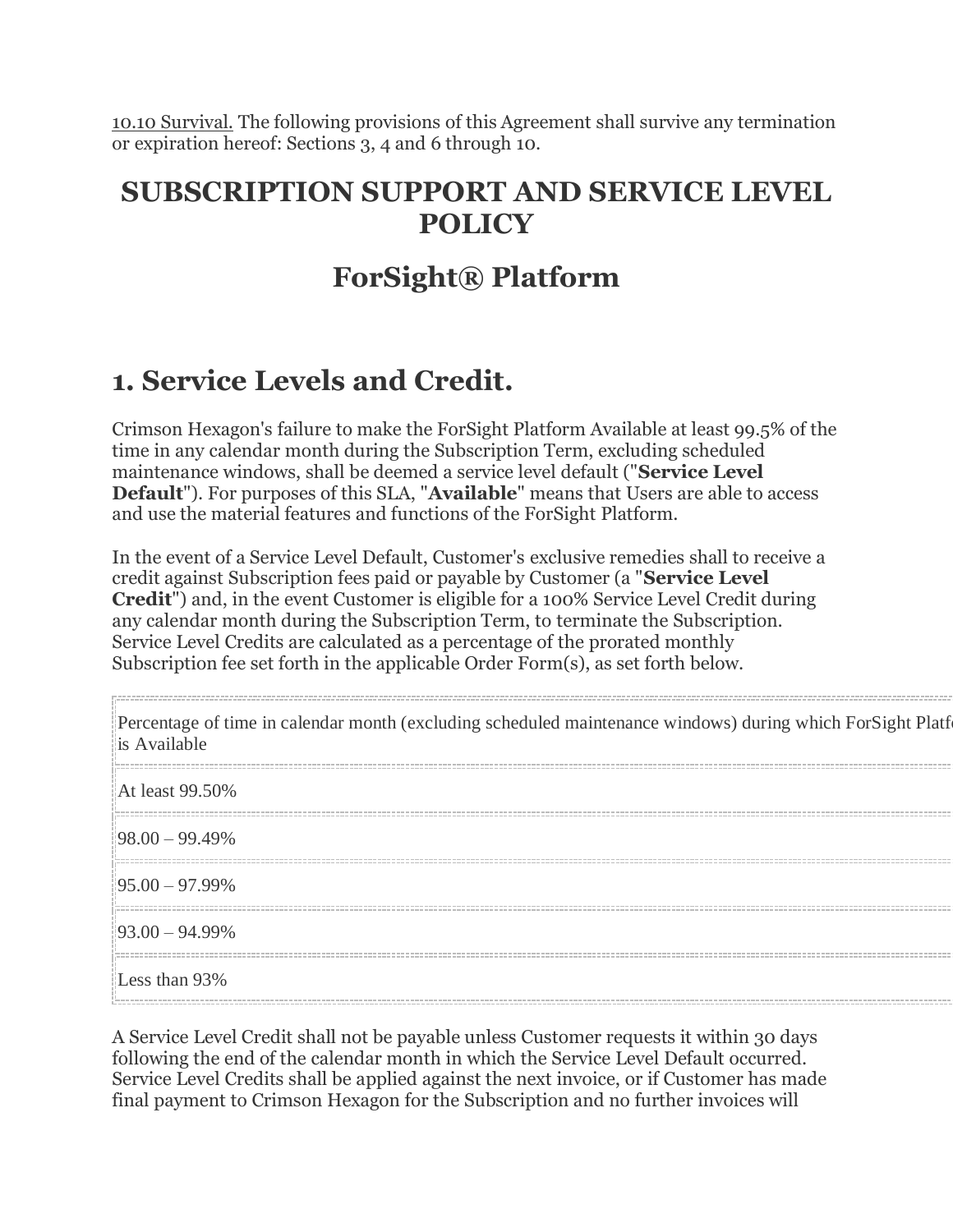10.10 Survival. The following provisions of this Agreement shall survive any termination or expiration hereof: Sections 3, 4 and 6 through 10.

# SUBSCRIPTION SUPPORT AND SERVICE LEVEL POLICY

# ForSight® Platform

## 1. Service Levels and Credit.

Crimson Hexagon's failure to make the ForSight Platform Available at least 99.5% of the time in any calendar month during the Subscription Term, excluding scheduled maintenance windows, shall be deemed a service level default ("**Service Level Default**"). For purposes of this SLA, "**Available**" means that Users are able to access and use the material features and functions of the ForSight Platform.

In the event of a Service Level Default, Customer's exclusive remedies shall to receive a credit against Subscription fees paid or payable by Customer (a "**Service Level Credit**") and, in the event Customer is eligible for a 100% Service Level Credit during any calendar month during the Subscription Term, to terminate the Subscription. Service Level Credits are calculated as a percentage of the prorated monthly Subscription fee set forth in the applicable Order Form(s), as set forth below.

| Percentage of time in calendar month (excluding scheduled maintenance windows) during which ForSight Platf is Available |
|---|
| At least 99.50% |
| 98.00 – 99.49% |
| 95.00 – 97.99% |
| 93.00 – 94.99% |
| Less than 93% |

A Service Level Credit shall not be payable unless Customer requests it within 30 days following the end of the calendar month in which the Service Level Default occurred. Service Level Credits shall be applied against the next invoice, or if Customer has made final payment to Crimson Hexagon for the Subscription and no further invoices will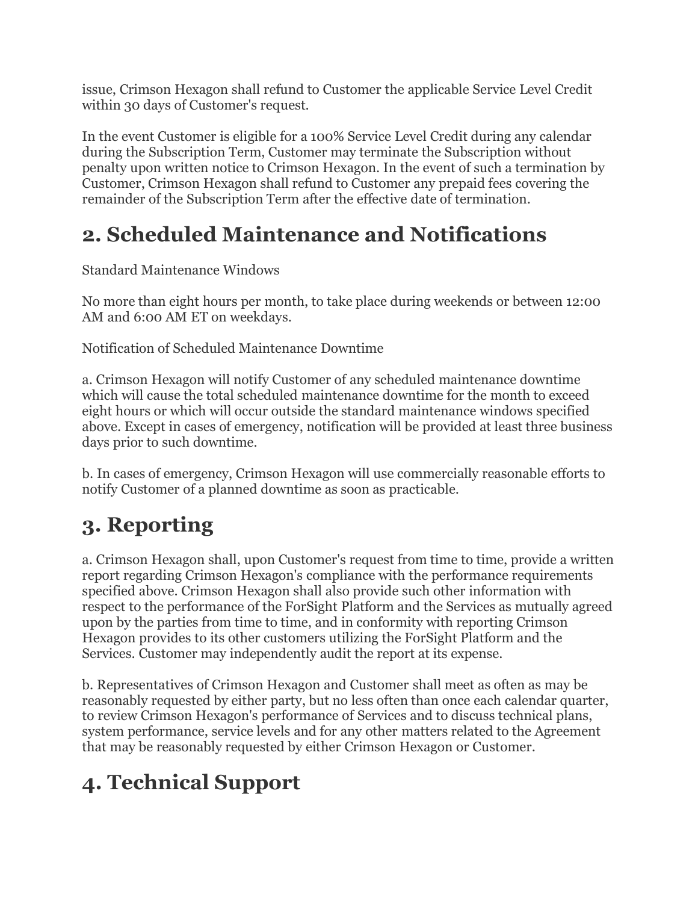issue, Crimson Hexagon shall refund to Customer the applicable Service Level Credit within 30 days of Customer's request.

In the event Customer is eligible for a 100% Service Level Credit during any calendar during the Subscription Term, Customer may terminate the Subscription without penalty upon written notice to Crimson Hexagon. In the event of such a termination by Customer, Crimson Hexagon shall refund to Customer any prepaid fees covering the remainder of the Subscription Term after the effective date of termination.

# 2. Scheduled Maintenance and Notifications

Standard Maintenance Windows

No more than eight hours per month, to take place during weekends or between 12:00 AM and 6:00 AM ET on weekdays.

Notification of Scheduled Maintenance Downtime

a. Crimson Hexagon will notify Customer of any scheduled maintenance downtime which will cause the total scheduled maintenance downtime for the month to exceed eight hours or which will occur outside the standard maintenance windows specified above. Except in cases of emergency, notification will be provided at least three business days prior to such downtime.

b. In cases of emergency, Crimson Hexagon will use commercially reasonable efforts to notify Customer of a planned downtime as soon as practicable.

# 3. Reporting

a. Crimson Hexagon shall, upon Customer's request from time to time, provide a written report regarding Crimson Hexagon's compliance with the performance requirements specified above. Crimson Hexagon shall also provide such other information with respect to the performance of the ForSight Platform and the Services as mutually agreed upon by the parties from time to time, and in conformity with reporting Crimson Hexagon provides to its other customers utilizing the ForSight Platform and the Services. Customer may independently audit the report at its expense.

b. Representatives of Crimson Hexagon and Customer shall meet as often as may be reasonably requested by either party, but no less often than once each calendar quarter, to review Crimson Hexagon's performance of Services and to discuss technical plans, system performance, service levels and for any other matters related to the Agreement that may be reasonably requested by either Crimson Hexagon or Customer.

# 4. Technical Support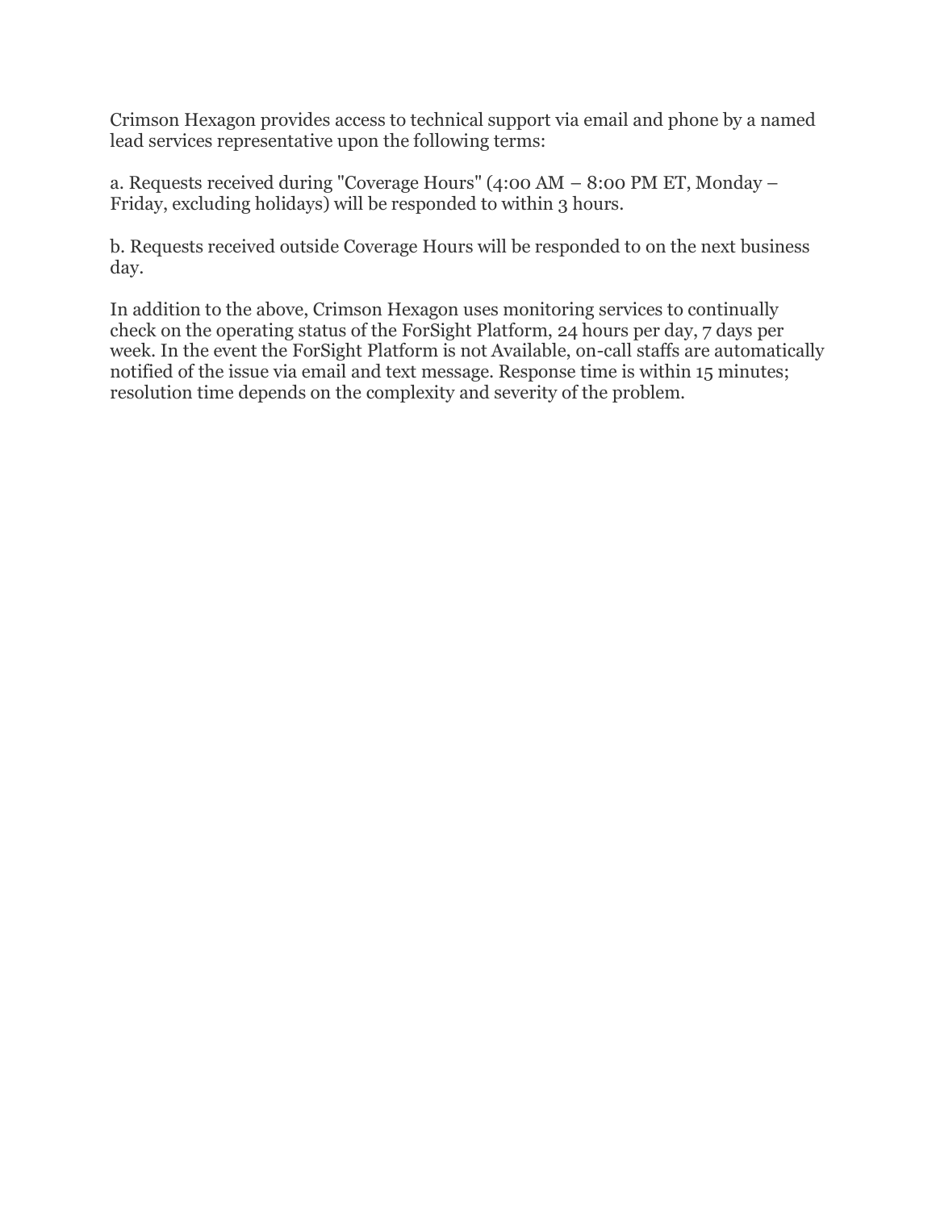Crimson Hexagon provides access to technical support via email and phone by a named lead services representative upon the following terms:

a. Requests received during "Coverage Hours" (4:00 AM – 8:00 PM ET, Monday – Friday, excluding holidays) will be responded to within 3 hours.

b. Requests received outside Coverage Hours will be responded to on the next business day.

In addition to the above, Crimson Hexagon uses monitoring services to continually check on the operating status of the ForSight Platform, 24 hours per day, 7 days per week. In the event the ForSight Platform is not Available, on-call staffs are automatically notified of the issue via email and text message. Response time is within 15 minutes; resolution time depends on the complexity and severity of the problem.